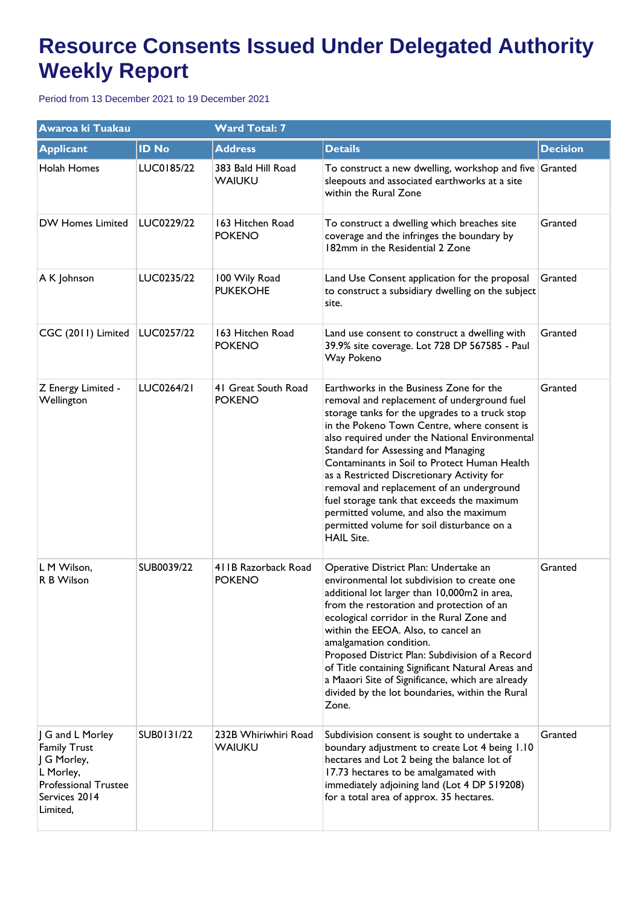# Resource Consents Issued Under Delegated Authority Weekly Report

Period from 13 December 2021 to 19 December 2021

| Awaroa ki Tuakau | | Ward Total: 7 | | |
|---|---|---|---|---|
| **Applicant** | **ID No** | **Address** | **Details** | **Decision** |
| Holah Homes | LUC0185/22 | 383 Bald Hill Road WAIUKU | To construct a new dwelling, workshop and five sleepouts and associated earthworks at a site within the Rural Zone | Granted |
| DW Homes Limited | LUC0229/22 | 163 Hitchen Road POKENO | To construct a dwelling which breaches site coverage and the infringes the boundary by 182mm in the Residential 2 Zone | Granted |
| A K Johnson | LUC0235/22 | 100 Wily Road PUKEKOHE | Land Use Consent application for the proposal to construct a subsidiary dwelling on the subject site. | Granted |
| CGC (2011) Limited | LUC0257/22 | 163 Hitchen Road POKENO | Land use consent to construct a dwelling with 39.9% site coverage. Lot 728 DP 567585 - Paul Way Pokeno | Granted |
| Z Energy Limited - Wellington | LUC0264/21 | 41 Great South Road POKENO | Earthworks in the Business Zone for the removal and replacement of underground fuel storage tanks for the upgrades to a truck stop in the Pokeno Town Centre, where consent is also required under the National Environmental Standard for Assessing and Managing Contaminants in Soil to Protect Human Health as a Restricted Discretionary Activity for removal and replacement of an underground fuel storage tank that exceeds the maximum permitted volume, and also the maximum permitted volume for soil disturbance on a HAIL Site. | Granted |
| L M Wilson,<br>R B Wilson | SUB0039/22 | 411B Razorback Road POKENO | Operative District Plan: Undertake an environmental lot subdivision to create one additional lot larger than 10,000m2 in area, from the restoration and protection of an ecological corridor in the Rural Zone and within the EEOA. Also, to cancel an amalgamation condition.<br>Proposed District Plan: Subdivision of a Record of Title containing Significant Natural Areas and a Maaori Site of Significance, which are already divided by the lot boundaries, within the Rural Zone. | Granted |
| J G and L Morley Family Trust<br>J G Morley,<br>L Morley,<br>Professional Trustee Services 2014 Limited, | SUB0131/22 | 232B Whiriwhiri Road WAIUKU | Subdivision consent is sought to undertake a boundary adjustment to create Lot 4 being 1.10 hectares and Lot 2 being the balance lot of 17.73 hectares to be amalgamated with immediately adjoining land (Lot 4 DP 519208) for a total area of approx. 35 hectares. | Granted |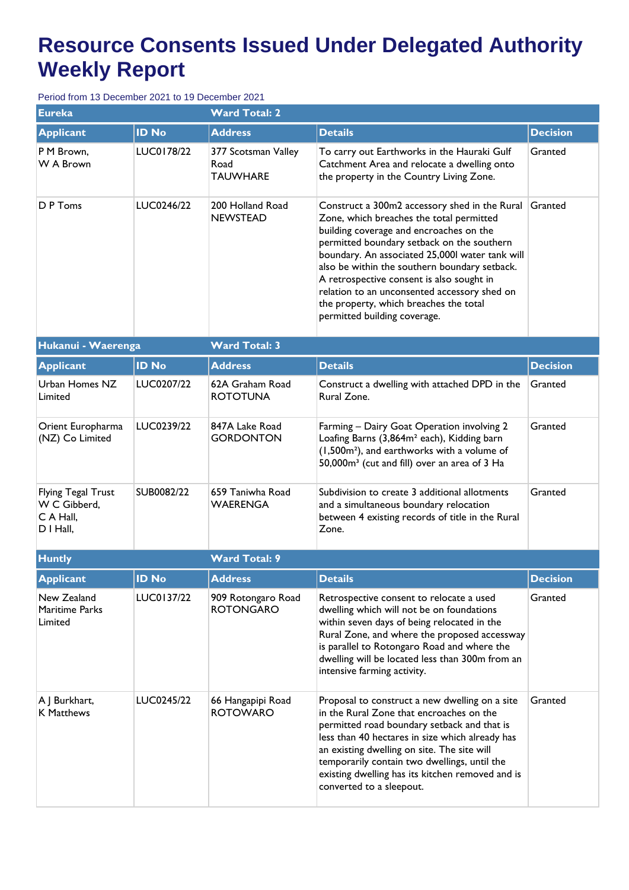# Resource Consents Issued Under Delegated Authority Weekly Report

Period from 13 December 2021 to 19 December 2021

| Eureka | | Ward Total: 2 | | |
|---|---|---|---|---|
| **Applicant** | **ID No** | **Address** | **Details** | **Decision** |
| P M Brown, W A Brown | LUC0178/22 | 377 Scotsman Valley Road TAUWHARE | To carry out Earthworks in the Hauraki Gulf Catchment Area and relocate a dwelling onto the property in the Country Living Zone. | Granted |
| D P Toms | LUC0246/22 | 200 Holland Road NEWSTEAD | Construct a 300m2 accessory shed in the Rural Zone, which breaches the total permitted building coverage and encroaches on the permitted boundary setback on the southern boundary. An associated 25,000l water tank will also be within the southern boundary setback. A retrospective consent is also sought in relation to an unconsented accessory shed on the property, which breaches the total permitted building coverage. | Granted |

| Hukanui - Waerenga | | Ward Total: 3 | | |
|---|---|---|---|---|
| **Applicant** | **ID No** | **Address** | **Details** | **Decision** |
| Urban Homes NZ Limited | LUC0207/22 | 62A Graham Road ROTOTUNA | Construct a dwelling with attached DPD in the Rural Zone. | Granted |
| Orient Europharma (NZ) Co Limited | LUC0239/22 | 847A Lake Road GORDONTON | Farming – Dairy Goat Operation involving 2 Loafing Barns (3,864m² each), Kidding barn (1,500m²), and earthworks with a volume of 50,000m³ (cut and fill) over an area of 3 Ha | Granted |
| Flying Tegal Trust W C Gibberd, C A Hall, D I Hall, | SUB0082/22 | 659 Taniwha Road WAERENGA | Subdivision to create 3 additional allotments and a simultaneous boundary relocation between 4 existing records of title in the Rural Zone. | Granted |

| Huntly | | Ward Total: 9 | | |
|---|---|---|---|---|
| **Applicant** | **ID No** | **Address** | **Details** | **Decision** |
| New Zealand Maritime Parks Limited | LUC0137/22 | 909 Rotongaro Road ROTONGARO | Retrospective consent to relocate a used dwelling which will not be on foundations within seven days of being relocated in the Rural Zone, and where the proposed accessway is parallel to Rotongaro Road and where the dwelling will be located less than 300m from an intensive farming activity. | Granted |
| A J Burkhart, K Matthews | LUC0245/22 | 66 Hangapipi Road ROTOWARO | Proposal to construct a new dwelling on a site in the Rural Zone that encroaches on the permitted road boundary setback and that is less than 40 hectares in size which already has an existing dwelling on site. The site will temporarily contain two dwellings, until the existing dwelling has its kitchen removed and is converted to a sleepout. | Granted |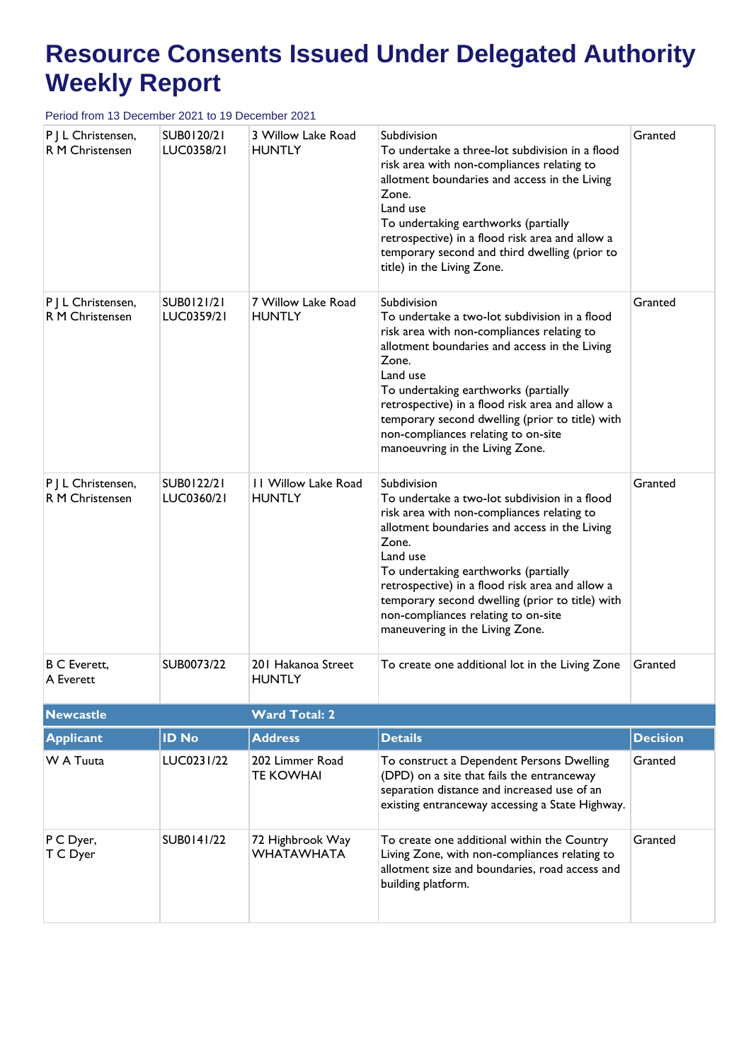# Resource Consents Issued Under Delegated Authority Weekly Report

Period from 13 December 2021 to 19 December 2021

| | | | | |
|---|---|---|---|---|
| P J L Christensen, R M Christensen | SUB0120/21 LUC0358/21 | 3 Willow Lake Road HUNTLY | Subdivision<br>To undertake a three-lot subdivision in a flood risk area with non-compliances relating to allotment boundaries and access in the Living Zone.<br>Land use<br>To undertaking earthworks (partially retrospective) in a flood risk area and allow a temporary second and third dwelling (prior to title) in the Living Zone. | Granted |
| P J L Christensen, R M Christensen | SUB0121/21 LUC0359/21 | 7 Willow Lake Road HUNTLY | Subdivision<br>To undertake a two-lot subdivision in a flood risk area with non-compliances relating to allotment boundaries and access in the Living Zone.<br>Land use<br>To undertaking earthworks (partially retrospective) in a flood risk area and allow a temporary second dwelling (prior to title) with non-compliances relating to on-site manoeuvring in the Living Zone. | Granted |
| P J L Christensen, R M Christensen | SUB0122/21 LUC0360/21 | 11 Willow Lake Road HUNTLY | Subdivision<br>To undertake a two-lot subdivision in a flood risk area with non-compliances relating to allotment boundaries and access in the Living Zone.<br>Land use<br>To undertaking earthworks (partially retrospective) in a flood risk area and allow a temporary second dwelling (prior to title) with non-compliances relating to on-site maneuvering in the Living Zone. | Granted |
| B C Everett, A Everett | SUB0073/22 | 201 Hakanoa Street HUNTLY | To create one additional lot in the Living Zone | Granted |

**Newcastle** — **Ward Total: 2**

| Applicant | ID No | Address | Details | Decision |
|---|---|---|---|---|
| W A Tuuta | LUC0231/22 | 202 Limmer Road TE KOWHAI | To construct a Dependent Persons Dwelling (DPD) on a site that fails the entranceway separation distance and increased use of an existing entranceway accessing a State Highway. | Granted |
| P C Dyer, T C Dyer | SUB0141/22 | 72 Highbrook Way WHATAWHATA | To create one additional within the Country Living Zone, with non-compliances relating to allotment size and boundaries, road access and building platform. | Granted |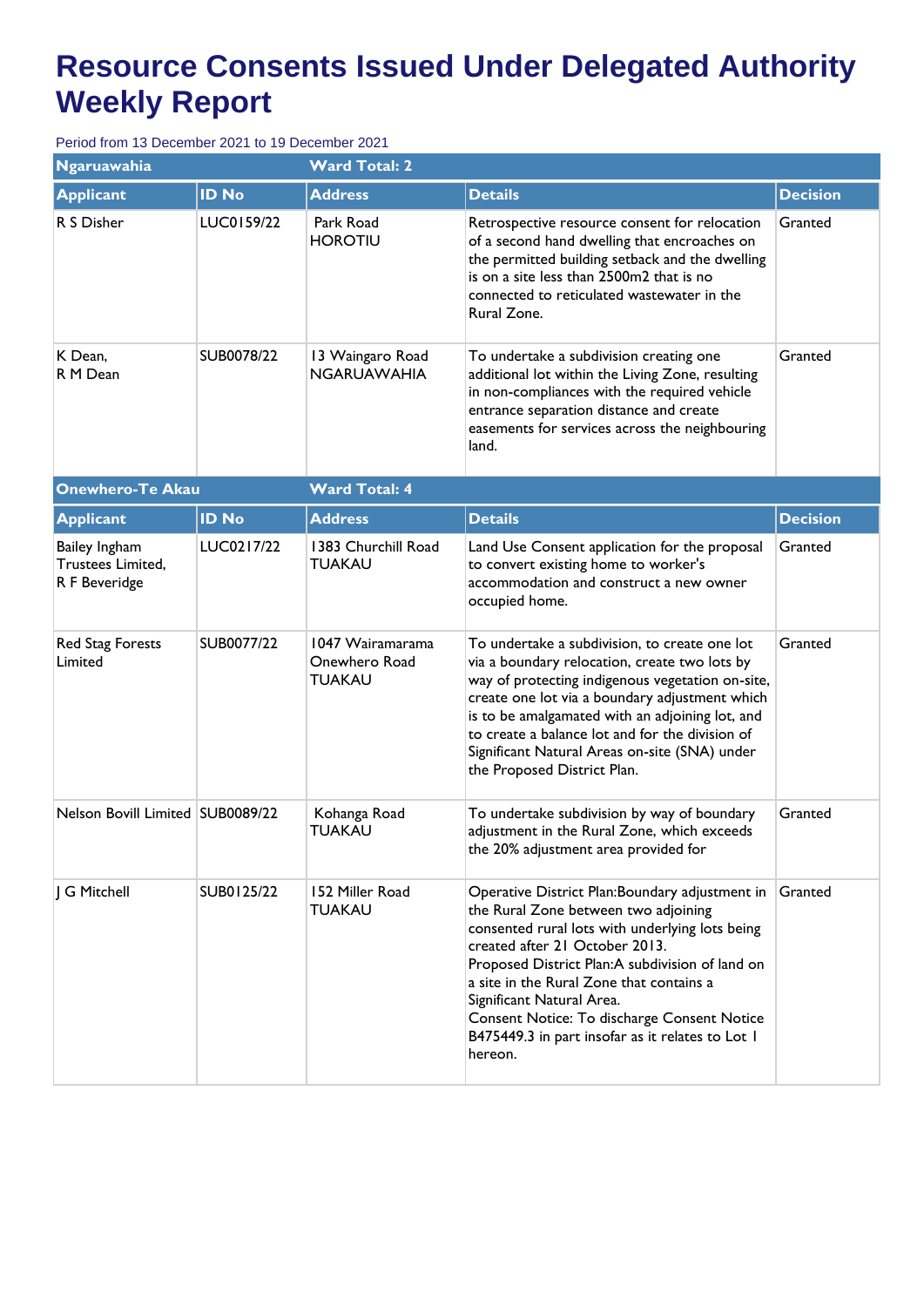# Resource Consents Issued Under Delegated Authority Weekly Report

Period from 13 December 2021 to 19 December 2021

| Ngaruawahia | | Ward Total: 2 | | |
|---|---|---|---|---|
| **Applicant** | **ID No** | **Address** | **Details** | **Decision** |
| R S Disher | LUC0159/22 | Park Road HOROTIU | Retrospective resource consent for relocation of a second hand dwelling that encroaches on the permitted building setback and the dwelling is on a site less than 2500m2 that is no connected to reticulated wastewater in the Rural Zone. | Granted |
| K Dean, R M Dean | SUB0078/22 | 13 Waingaro Road NGARUAWAHIA | To undertake a subdivision creating one additional lot within the Living Zone, resulting in non-compliances with the required vehicle entrance separation distance and create easements for services across the neighbouring land. | Granted |

| Onewhero-Te Akau | | Ward Total: 4 | | |
|---|---|---|---|---|
| **Applicant** | **ID No** | **Address** | **Details** | **Decision** |
| Bailey Ingham Trustees Limited, R F Beveridge | LUC0217/22 | 1383 Churchill Road TUAKAU | Land Use Consent application for the proposal to convert existing home to worker's accommodation and construct a new owner occupied home. | Granted |
| Red Stag Forests Limited | SUB0077/22 | 1047 Wairamarama Onewhero Road TUAKAU | To undertake a subdivision, to create one lot via a boundary relocation, create two lots by way of protecting indigenous vegetation on-site, create one lot via a boundary adjustment which is to be amalgamated with an adjoining lot, and to create a balance lot and for the division of Significant Natural Areas on-site (SNA) under the Proposed District Plan. | Granted |
| Nelson Bovill Limited | SUB0089/22 | Kohanga Road TUAKAU | To undertake subdivision by way of boundary adjustment in the Rural Zone, which exceeds the 20% adjustment area provided for | Granted |
| J G Mitchell | SUB0125/22 | 152 Miller Road TUAKAU | Operative District Plan:Boundary adjustment in the Rural Zone between two adjoining consented rural lots with underlying lots being created after 21 October 2013. Proposed District Plan:A subdivision of land on a site in the Rural Zone that contains a Significant Natural Area. Consent Notice: To discharge Consent Notice B475449.3 in part insofar as it relates to Lot 1 hereon. | Granted |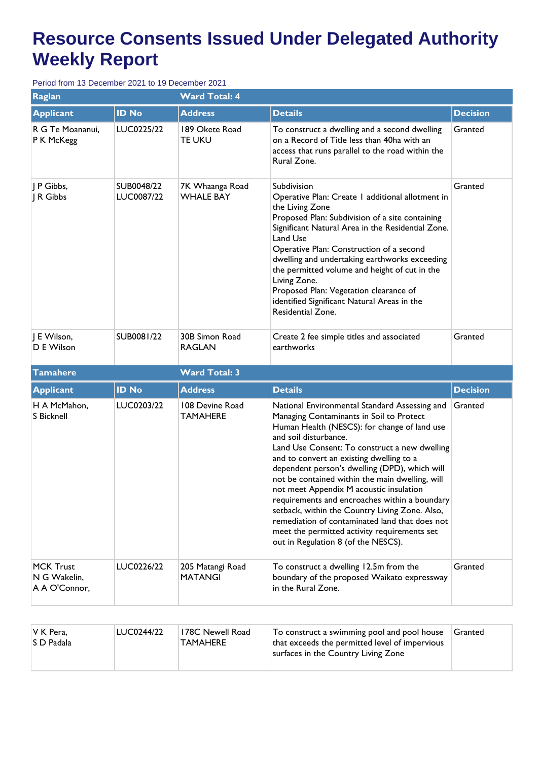# Resource Consents Issued Under Delegated Authority Weekly Report

Period from 13 December 2021 to 19 December 2021

**Raglan** — Ward Total: 4

| Applicant | ID No | Address | Details | Decision |
|---|---|---|---|---|
| R G Te Moananui, P K McKegg | LUC0225/22 | 189 Okete Road TE UKU | To construct a dwelling and a second dwelling on a Record of Title less than 40ha with an access that runs parallel to the road within the Rural Zone. | Granted |
| J P Gibbs, J R Gibbs | SUB0048/22 LUC0087/22 | 7K Whaanga Road WHALE BAY | Subdivision<br>Operative Plan: Create 1 additional allotment in the Living Zone<br>Proposed Plan: Subdivision of a site containing Significant Natural Area in the Residential Zone.<br>Land Use<br>Operative Plan: Construction of a second dwelling and undertaking earthworks exceeding the permitted volume and height of cut in the Living Zone.<br>Proposed Plan: Vegetation clearance of identified Significant Natural Areas in the Residential Zone. | Granted |
| J E Wilson, D E Wilson | SUB0081/22 | 30B Simon Road RAGLAN | Create 2 fee simple titles and associated earthworks | Granted |

**Tamahere** — Ward Total: 3

| Applicant | ID No | Address | Details | Decision |
|---|---|---|---|---|
| H A McMahon, S Bicknell | LUC0203/22 | 108 Devine Road TAMAHERE | National Environmental Standard Assessing and Managing Contaminants in Soil to Protect Human Health (NESCS): for change of land use and soil disturbance.<br>Land Use Consent: To construct a new dwelling and to convert an existing dwelling to a dependent person's dwelling (DPD), which will not be contained within the main dwelling, will not meet Appendix M acoustic insulation requirements and encroaches within a boundary setback, within the Country Living Zone. Also, remediation of contaminated land that does not meet the permitted activity requirements set out in Regulation 8 (of the NESCS). | Granted |
| MCK Trust N G Wakelin, A A O'Connor, | LUC0226/22 | 205 Matangi Road MATANGI | To construct a dwelling 12.5m from the boundary of the proposed Waikato expressway in the Rural Zone. | Granted |
| V K Pera, S D Padala | LUC0244/22 | 178C Newell Road TAMAHERE | To construct a swimming pool and pool house that exceeds the permitted level of impervious surfaces in the Country Living Zone | Granted |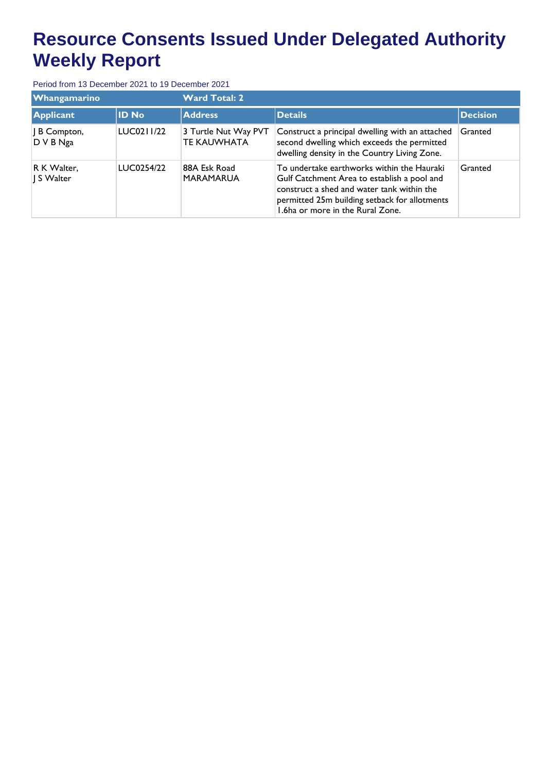# Resource Consents Issued Under Delegated Authority Weekly Report

Period from 13 December 2021 to 19 December 2021

| Whangamarino | | Ward Total: 2 | | |
|---|---|---|---|---|
| **Applicant** | **ID No** | **Address** | **Details** | **Decision** |
| J B Compton, D V B Nga | LUC0211/22 | 3 Turtle Nut Way PVT TE KAUWHATA | Construct a principal dwelling with an attached second dwelling which exceeds the permitted dwelling density in the Country Living Zone. | Granted |
| R K Walter, J S Walter | LUC0254/22 | 88A Esk Road MARAMARUA | To undertake earthworks within the Hauraki Gulf Catchment Area to establish a pool and construct a shed and water tank within the permitted 25m building setback for allotments 1.6ha or more in the Rural Zone. | Granted |